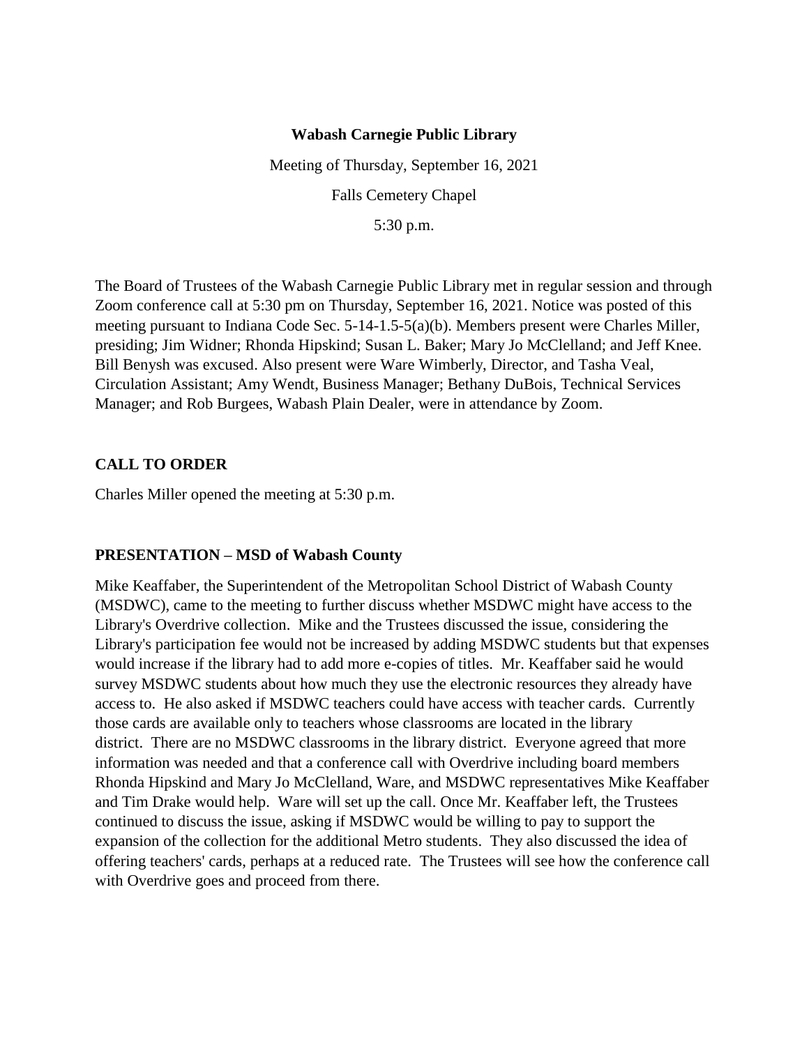**Wabash Carnegie Public Library**

Meeting of Thursday, September 16, 2021

Falls Cemetery Chapel

5:30 p.m.

The Board of Trustees of the Wabash Carnegie Public Library met in regular session and through Zoom conference call at 5:30 pm on Thursday, September 16, 2021. Notice was posted of this meeting pursuant to Indiana Code Sec. 5-14-1.5-5(a)(b). Members present were Charles Miller, presiding; Jim Widner; Rhonda Hipskind; Susan L. Baker; Mary Jo McClelland; and Jeff Knee. Bill Benysh was excused. Also present were Ware Wimberly, Director, and Tasha Veal, Circulation Assistant; Amy Wendt, Business Manager; Bethany DuBois, Technical Services Manager; and Rob Burgees, Wabash Plain Dealer, were in attendance by Zoom.

## CALL TO ORDER

Charles Miller opened the meeting at 5:30 p.m.

## PRESENTATION – MSD of Wabash County

Mike Keaffaber, the Superintendent of the Metropolitan School District of Wabash County (MSDWC), came to the meeting to further discuss whether MSDWC might have access to the Library's Overdrive collection. Mike and the Trustees discussed the issue, considering the Library's participation fee would not be increased by adding MSDWC students but that expenses would increase if the library had to add more e-copies of titles. Mr. Keaffaber said he would survey MSDWC students about how much they use the electronic resources they already have access to. He also asked if MSDWC teachers could have access with teacher cards. Currently those cards are available only to teachers whose classrooms are located in the library district. There are no MSDWC classrooms in the library district. Everyone agreed that more information was needed and that a conference call with Overdrive including board members Rhonda Hipskind and Mary Jo McClelland, Ware, and MSDWC representatives Mike Keaffaber and Tim Drake would help. Ware will set up the call. Once Mr. Keaffaber left, the Trustees continued to discuss the issue, asking if MSDWC would be willing to pay to support the expansion of the collection for the additional Metro students. They also discussed the idea of offering teachers' cards, perhaps at a reduced rate. The Trustees will see how the conference call with Overdrive goes and proceed from there.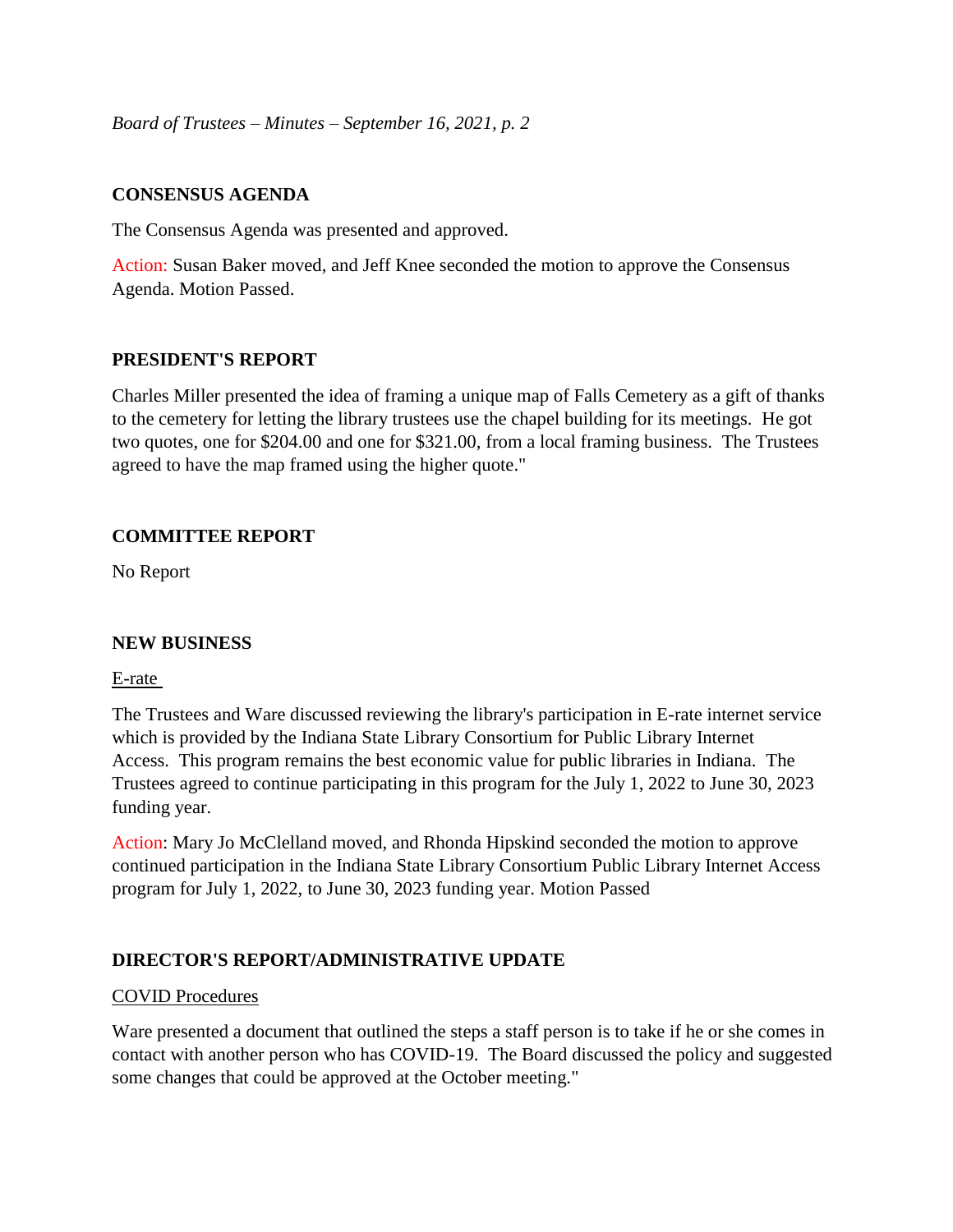## CONSENSUS AGENDA

The Consensus Agenda was presented and approved.

Action: Susan Baker moved, and Jeff Knee seconded the motion to approve the Consensus Agenda. Motion Passed.

## PRESIDENT'S REPORT

Charles Miller presented the idea of framing a unique map of Falls Cemetery as a gift of thanks to the cemetery for letting the library trustees use the chapel building for its meetings. He got two quotes, one for $204.00 and one for $321.00, from a local framing business. The Trustees agreed to have the map framed using the higher quote."

## COMMITTEE REPORT

No Report

## NEW BUSINESS

E-rate

The Trustees and Ware discussed reviewing the library's participation in E-rate internet service which is provided by the Indiana State Library Consortium for Public Library Internet Access. This program remains the best economic value for public libraries in Indiana. The Trustees agreed to continue participating in this program for the July 1, 2022 to June 30, 2023 funding year.

Action: Mary Jo McClelland moved, and Rhonda Hipskind seconded the motion to approve continued participation in the Indiana State Library Consortium Public Library Internet Access program for July 1, 2022, to June 30, 2023 funding year. Motion Passed

## DIRECTOR'S REPORT/ADMINISTRATIVE UPDATE

COVID Procedures

Ware presented a document that outlined the steps a staff person is to take if he or she comes in contact with another person who has COVID-19. The Board discussed the policy and suggested some changes that could be approved at the October meeting."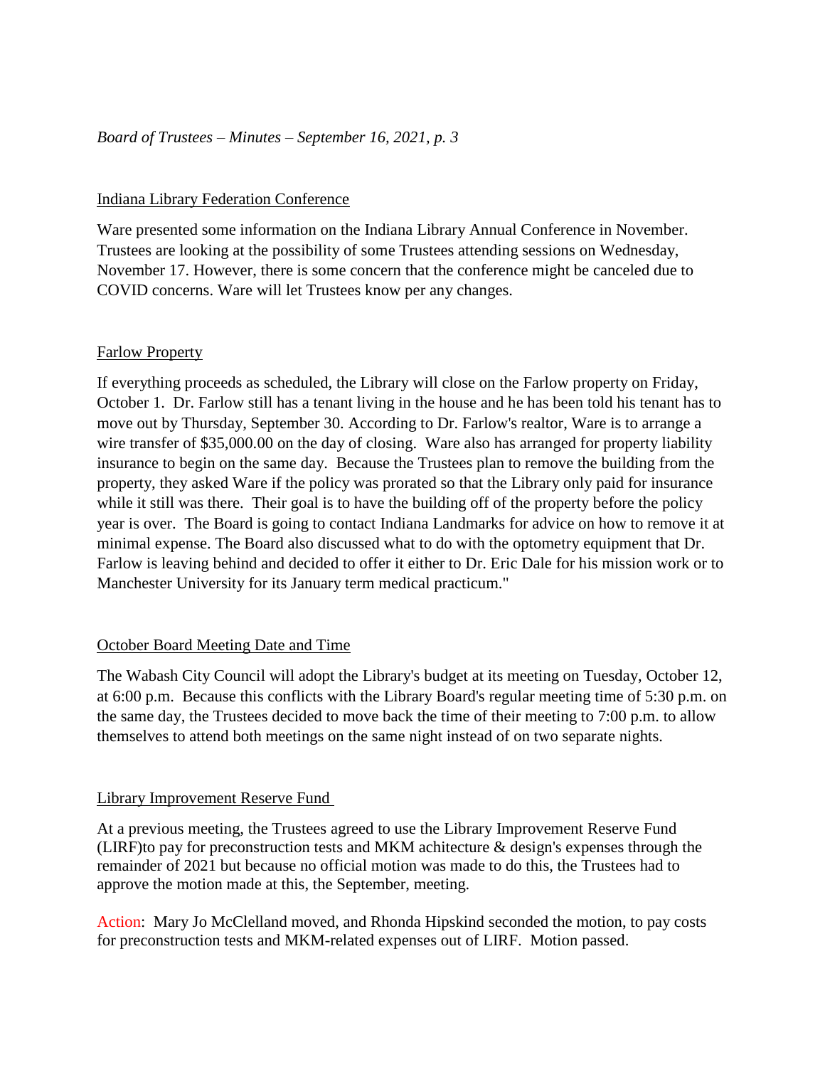## Indiana Library Federation Conference

Ware presented some information on the Indiana Library Annual Conference in November. Trustees are looking at the possibility of some Trustees attending sessions on Wednesday, November 17. However, there is some concern that the conference might be canceled due to COVID concerns. Ware will let Trustees know per any changes.

## Farlow Property

If everything proceeds as scheduled, the Library will close on the Farlow property on Friday, October 1. Dr. Farlow still has a tenant living in the house and he has been told his tenant has to move out by Thursday, September 30. According to Dr. Farlow's realtor, Ware is to arrange a wire transfer of $35,000.00 on the day of closing. Ware also has arranged for property liability insurance to begin on the same day. Because the Trustees plan to remove the building from the property, they asked Ware if the policy was prorated so that the Library only paid for insurance while it still was there. Their goal is to have the building off of the property before the policy year is over. The Board is going to contact Indiana Landmarks for advice on how to remove it at minimal expense. The Board also discussed what to do with the optometry equipment that Dr. Farlow is leaving behind and decided to offer it either to Dr. Eric Dale for his mission work or to Manchester University for its January term medical practicum."

## October Board Meeting Date and Time

The Wabash City Council will adopt the Library's budget at its meeting on Tuesday, October 12, at 6:00 p.m. Because this conflicts with the Library Board's regular meeting time of 5:30 p.m. on the same day, the Trustees decided to move back the time of their meeting to 7:00 p.m. to allow themselves to attend both meetings on the same night instead of on two separate nights.

## Library Improvement Reserve Fund

At a previous meeting, the Trustees agreed to use the Library Improvement Reserve Fund (LIRF)to pay for preconstruction tests and MKM achitecture & design's expenses through the remainder of 2021 but because no official motion was made to do this, the Trustees had to approve the motion made at this, the September, meeting.

Action: Mary Jo McClelland moved, and Rhonda Hipskind seconded the motion, to pay costs for preconstruction tests and MKM-related expenses out of LIRF. Motion passed.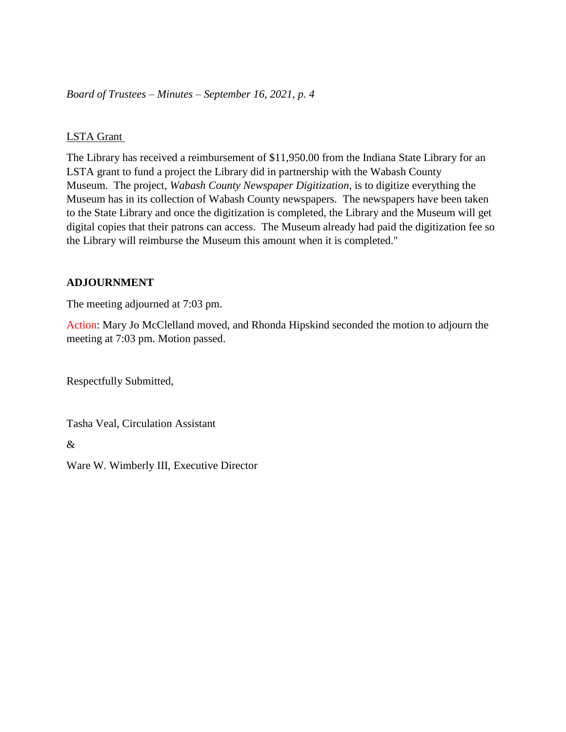LSTA Grant

The Library has received a reimbursement of $11,950.00 from the Indiana State Library for an LSTA grant to fund a project the Library did in partnership with the Wabash County Museum. The project, *Wabash County Newspaper Digitization*, is to digitize everything the Museum has in its collection of Wabash County newspapers. The newspapers have been taken to the State Library and once the digitization is completed, the Library and the Museum will get digital copies that their patrons can access. The Museum already had paid the digitization fee so the Library will reimburse the Museum this amount when it is completed."

**ADJOURNMENT**

The meeting adjourned at 7:03 pm.

Action: Mary Jo McClelland moved, and Rhonda Hipskind seconded the motion to adjourn the meeting at 7:03 pm. Motion passed.

Respectfully Submitted,

Tasha Veal, Circulation Assistant

&

Ware W. Wimberly III, Executive Director